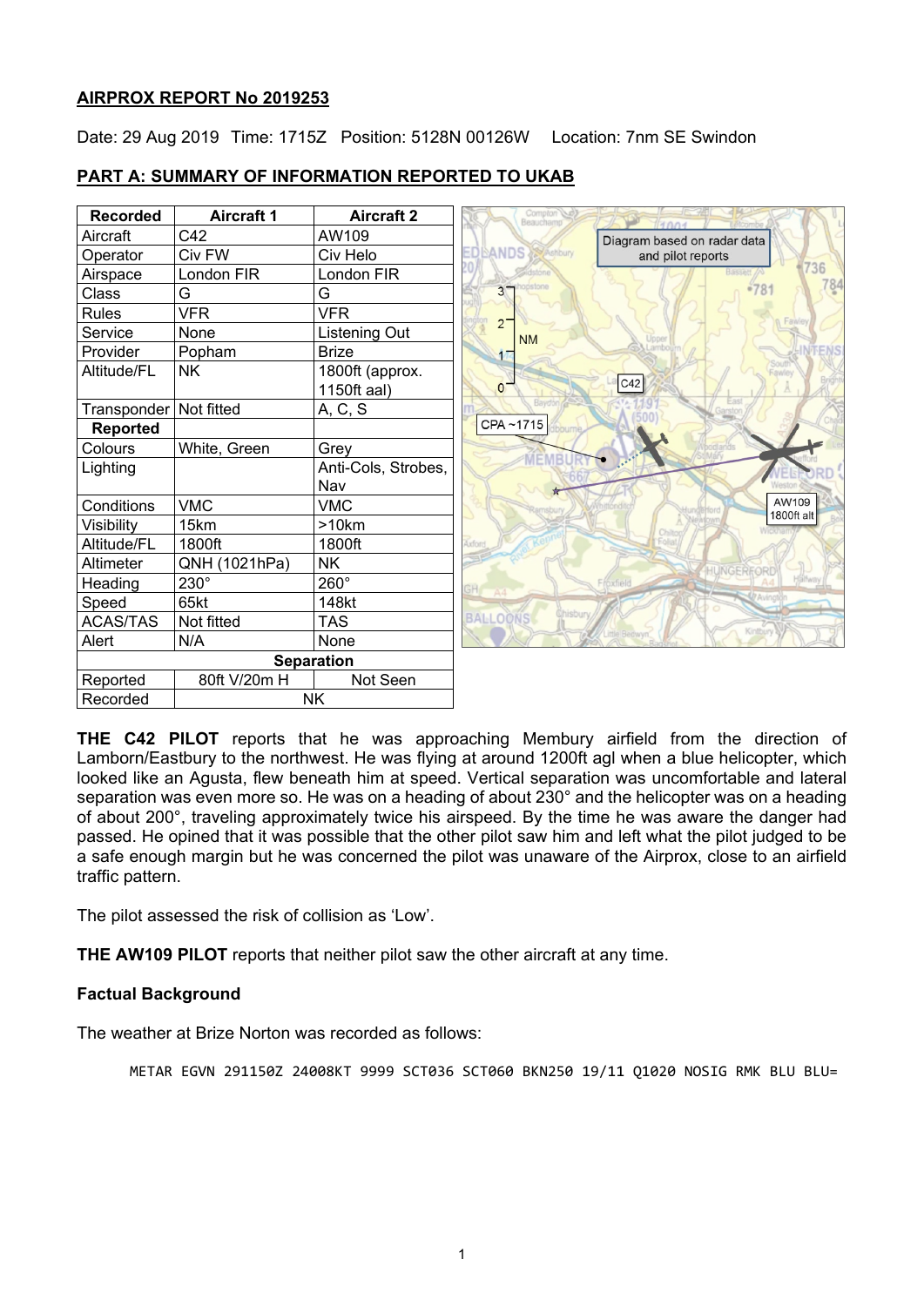## AIRPROX REPORT No 2019253

Date: 29 Aug 2019 Time: 1715Z Position: 5128N 00126W Location: 7nm SE Swindon

## PART A: SUMMARY OF INFORMATION REPORTED TO UKAB

| Recorded | Aircraft 1 | Aircraft 2 |
|---|---|---|
| Aircraft | C42 | AW109 |
| Operator | Civ FW | Civ Helo |
| Airspace | London FIR | London FIR |
| Class | G | G |
| Rules | VFR | VFR |
| Service | None | Listening Out |
| Provider | Popham | Brize |
| Altitude/FL | NK | 1800ft (approx. 1150ft aal) |
| Transponder | Not fitted | A, C, S |
| **Reported** | | |
| Colours | White, Green | Grey |
| Lighting | | Anti-Cols, Strobes, Nav |
| Conditions | VMC | VMC |
| Visibility | 15km | >10km |
| Altitude/FL | 1800ft | 1800ft |
| Altimeter | QNH (1021hPa) | NK |
| Heading | 230° | 260° |
| Speed | 65kt | 148kt |
| ACAS/TAS | Not fitted | TAS |
| Alert | N/A | None |
| **Separation** | | |
| Reported | 80ft V/20m H | Not Seen |
| Recorded | NK | |

**THE C42 PILOT** reports that he was approaching Membury airfield from the direction of Lamborn/Eastbury to the northwest. He was flying at around 1200ft agl when a blue helicopter, which looked like an Agusta, flew beneath him at speed. Vertical separation was uncomfortable and lateral separation was even more so. He was on a heading of about 230° and the helicopter was on a heading of about 200°, traveling approximately twice his airspeed. By the time he was aware the danger had passed. He opined that it was possible that the other pilot saw him and left what the pilot judged to be a safe enough margin but he was concerned the pilot was unaware of the Airprox, close to an airfield traffic pattern.

The pilot assessed the risk of collision as 'Low'.

**THE AW109 PILOT** reports that neither pilot saw the other aircraft at any time.

### Factual Background

The weather at Brize Norton was recorded as follows:

```
METAR EGVN 291150Z 24008KT 9999 SCT036 SCT060 BKN250 19/11 Q1020 NOSIG RMK BLU BLU=
```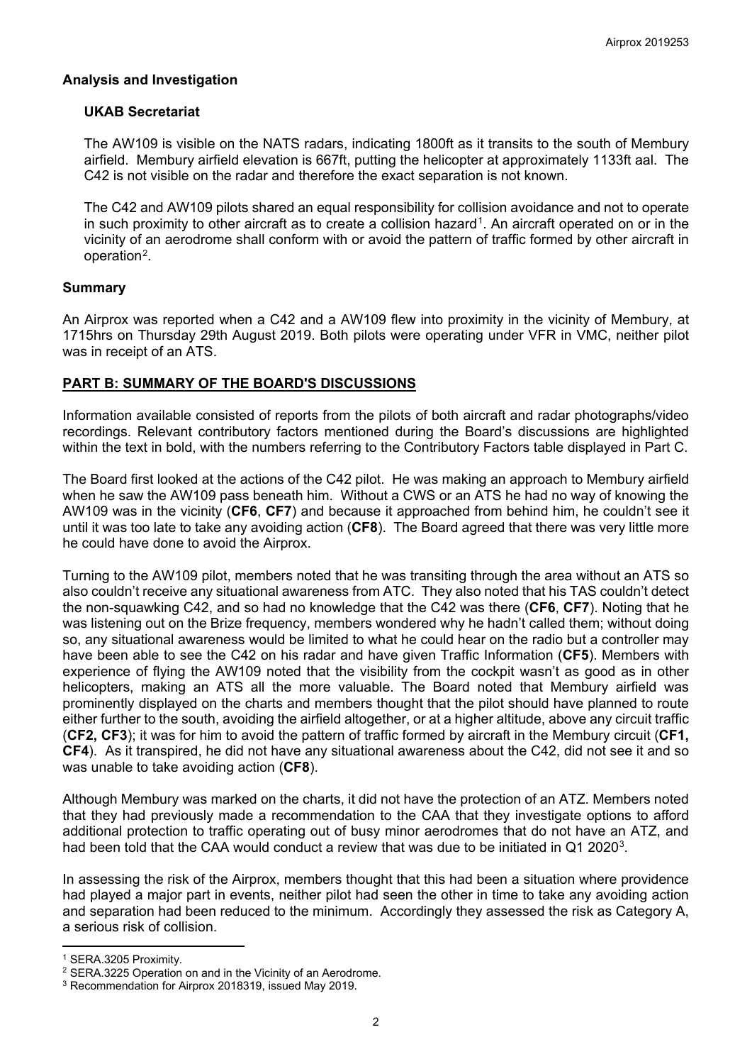## Analysis and Investigation

### UKAB Secretariat

The AW109 is visible on the NATS radars, indicating 1800ft as it transits to the south of Membury airfield. Membury airfield elevation is 667ft, putting the helicopter at approximately 1133ft aal. The C42 is not visible on the radar and therefore the exact separation is not known.

The C42 and AW109 pilots shared an equal responsibility for collision avoidance and not to operate in such proximity to other aircraft as to create a collision hazard[1]. An aircraft operated on or in the vicinity of an aerodrome shall conform with or avoid the pattern of traffic formed by other aircraft in operation[2].

## Summary

An Airprox was reported when a C42 and a AW109 flew into proximity in the vicinity of Membury, at 1715hrs on Thursday 29th August 2019. Both pilots were operating under VFR in VMC, neither pilot was in receipt of an ATS.

## PART B: SUMMARY OF THE BOARD'S DISCUSSIONS

Information available consisted of reports from the pilots of both aircraft and radar photographs/video recordings. Relevant contributory factors mentioned during the Board's discussions are highlighted within the text in bold, with the numbers referring to the Contributory Factors table displayed in Part C.

The Board first looked at the actions of the C42 pilot. He was making an approach to Membury airfield when he saw the AW109 pass beneath him. Without a CWS or an ATS he had no way of knowing the AW109 was in the vicinity (**CF6**, **CF7**) and because it approached from behind him, he couldn't see it until it was too late to take any avoiding action (**CF8**). The Board agreed that there was very little more he could have done to avoid the Airprox.

Turning to the AW109 pilot, members noted that he was transiting through the area without an ATS so also couldn't receive any situational awareness from ATC. They also noted that his TAS couldn't detect the non-squawking C42, and so had no knowledge that the C42 was there (**CF6**, **CF7**). Noting that he was listening out on the Brize frequency, members wondered why he hadn't called them; without doing so, any situational awareness would be limited to what he could hear on the radio but a controller may have been able to see the C42 on his radar and have given Traffic Information (**CF5**). Members with experience of flying the AW109 noted that the visibility from the cockpit wasn't as good as in other helicopters, making an ATS all the more valuable. The Board noted that Membury airfield was prominently displayed on the charts and members thought that the pilot should have planned to route either further to the south, avoiding the airfield altogether, or at a higher altitude, above any circuit traffic (**CF2, CF3**); it was for him to avoid the pattern of traffic formed by aircraft in the Membury circuit (**CF1, CF4**). As it transpired, he did not have any situational awareness about the C42, did not see it and so was unable to take avoiding action (**CF8**).

Although Membury was marked on the charts, it did not have the protection of an ATZ. Members noted that they had previously made a recommendation to the CAA that they investigate options to afford additional protection to traffic operating out of busy minor aerodromes that do not have an ATZ, and had been told that the CAA would conduct a review that was due to be initiated in Q1 2020[3].

In assessing the risk of the Airprox, members thought that this had been a situation where providence had played a major part in events, neither pilot had seen the other in time to take any avoiding action and separation had been reduced to the minimum. Accordingly they assessed the risk as Category A, a serious risk of collision.

---

[1] SERA.3205 Proximity.

[2] SERA.3225 Operation on and in the Vicinity of an Aerodrome.

[3] Recommendation for Airprox 2018319, issued May 2019.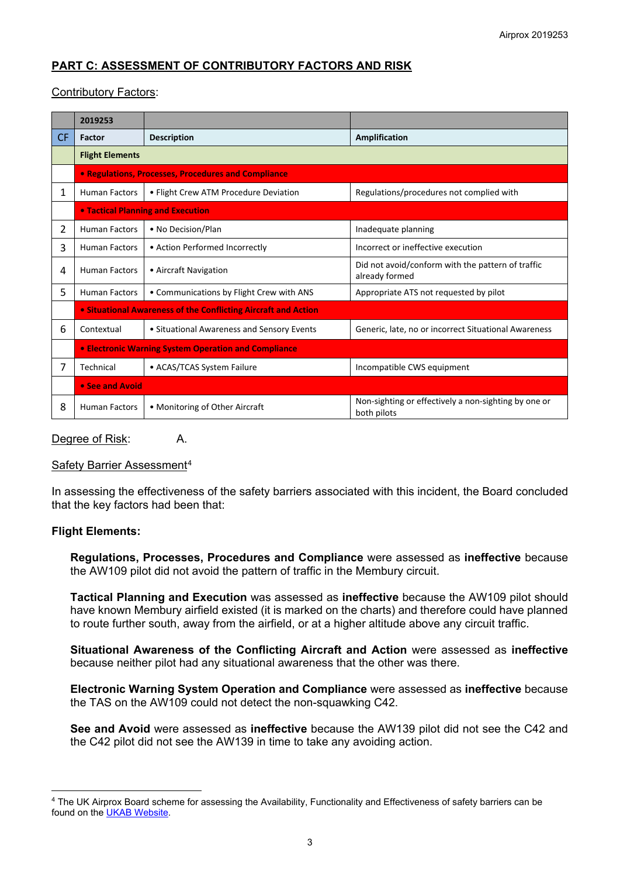## PART C: ASSESSMENT OF CONTRIBUTORY FACTORS AND RISK

Contributory Factors:

| | 2019253 | | |
|---|---|---|---|
| CF | Factor | Description | Amplification |
| | **Flight Elements** | | |
| | **• Regulations, Processes, Procedures and Compliance** | | |
| 1 | Human Factors | • Flight Crew ATM Procedure Deviation | Regulations/procedures not complied with |
| | **• Tactical Planning and Execution** | | |
| 2 | Human Factors | • No Decision/Plan | Inadequate planning |
| 3 | Human Factors | • Action Performed Incorrectly | Incorrect or ineffective execution |
| 4 | Human Factors | • Aircraft Navigation | Did not avoid/conform with the pattern of traffic already formed |
| 5 | Human Factors | • Communications by Flight Crew with ANS | Appropriate ATS not requested by pilot |
| | **• Situational Awareness of the Conflicting Aircraft and Action** | | |
| 6 | Contextual | • Situational Awareness and Sensory Events | Generic, late, no or incorrect Situational Awareness |
| | **• Electronic Warning System Operation and Compliance** | | |
| 7 | Technical | • ACAS/TCAS System Failure | Incompatible CWS equipment |
| | **• See and Avoid** | | |
| 8 | Human Factors | • Monitoring of Other Aircraft | Non-sighting or effectively a non-sighting by one or both pilots |

Degree of Risk: A.

Safety Barrier Assessment[4]

In assessing the effectiveness of the safety barriers associated with this incident, the Board concluded that the key factors had been that:

**Flight Elements:**

**Regulations, Processes, Procedures and Compliance** were assessed as **ineffective** because the AW109 pilot did not avoid the pattern of traffic in the Membury circuit.

**Tactical Planning and Execution** was assessed as **ineffective** because the AW109 pilot should have known Membury airfield existed (it is marked on the charts) and therefore could have planned to route further south, away from the airfield, or at a higher altitude above any circuit traffic.

**Situational Awareness of the Conflicting Aircraft and Action** were assessed as **ineffective** because neither pilot had any situational awareness that the other was there.

**Electronic Warning System Operation and Compliance** were assessed as **ineffective** because the TAS on the AW109 could not detect the non-squawking C42.

**See and Avoid** were assessed as **ineffective** because the AW139 pilot did not see the C42 and the C42 pilot did not see the AW139 in time to take any avoiding action.

[4] The UK Airprox Board scheme for assessing the Availability, Functionality and Effectiveness of safety barriers can be found on the UKAB Website.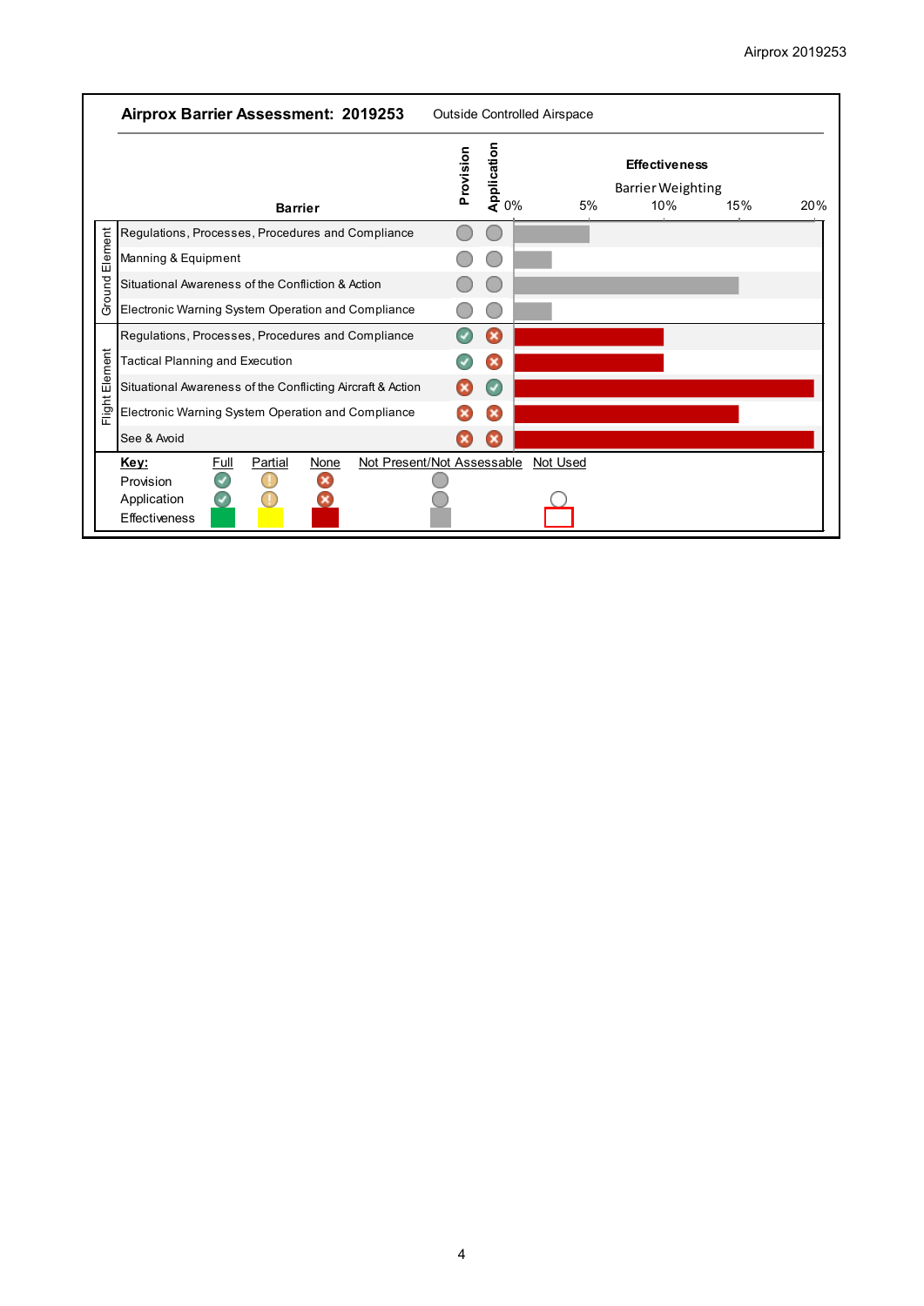**Airprox Barrier Assessment: 2019253** Outside Controlled Airspace

Barrier

Provision

Application

Effectiveness

Barrier Weighting

0% 5% 10% 15% 20%

Ground Element

Regulations, Processes, Procedures and Compliance

Manning & Equipment

Situational Awareness of the Confliction & Action

Electronic Warning System Operation and Compliance

Flight Element

Regulations, Processes, Procedures and Compliance

Tactical Planning and Execution

Situational Awareness of the Conflicting Aircraft & Action

Electronic Warning System Operation and Compliance

See & Avoid

**Key:** Full Partial None Not Present/Not Assessable Not Used

Provision

Application

Effectiveness